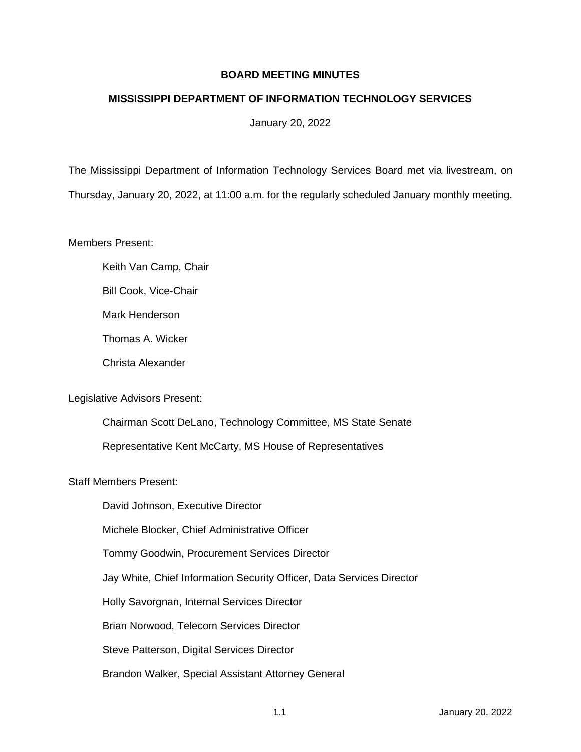**BOARD MEETING MINUTES**

**MISSISSIPPI DEPARTMENT OF INFORMATION TECHNOLOGY SERVICES**

January 20, 2022

The Mississippi Department of Information Technology Services Board met via livestream, on Thursday, January 20, 2022, at 11:00 a.m. for the regularly scheduled January monthly meeting.

Members Present:

Keith Van Camp, Chair

Bill Cook, Vice-Chair

Mark Henderson

Thomas A. Wicker

Christa Alexander

Legislative Advisors Present:

Chairman Scott DeLano, Technology Committee, MS State Senate

Representative Kent McCarty, MS House of Representatives

Staff Members Present:

David Johnson, Executive Director

Michele Blocker, Chief Administrative Officer

Tommy Goodwin, Procurement Services Director

Jay White, Chief Information Security Officer, Data Services Director

Holly Savorgnan, Internal Services Director

Brian Norwood, Telecom Services Director

Steve Patterson, Digital Services Director

Brandon Walker, Special Assistant Attorney General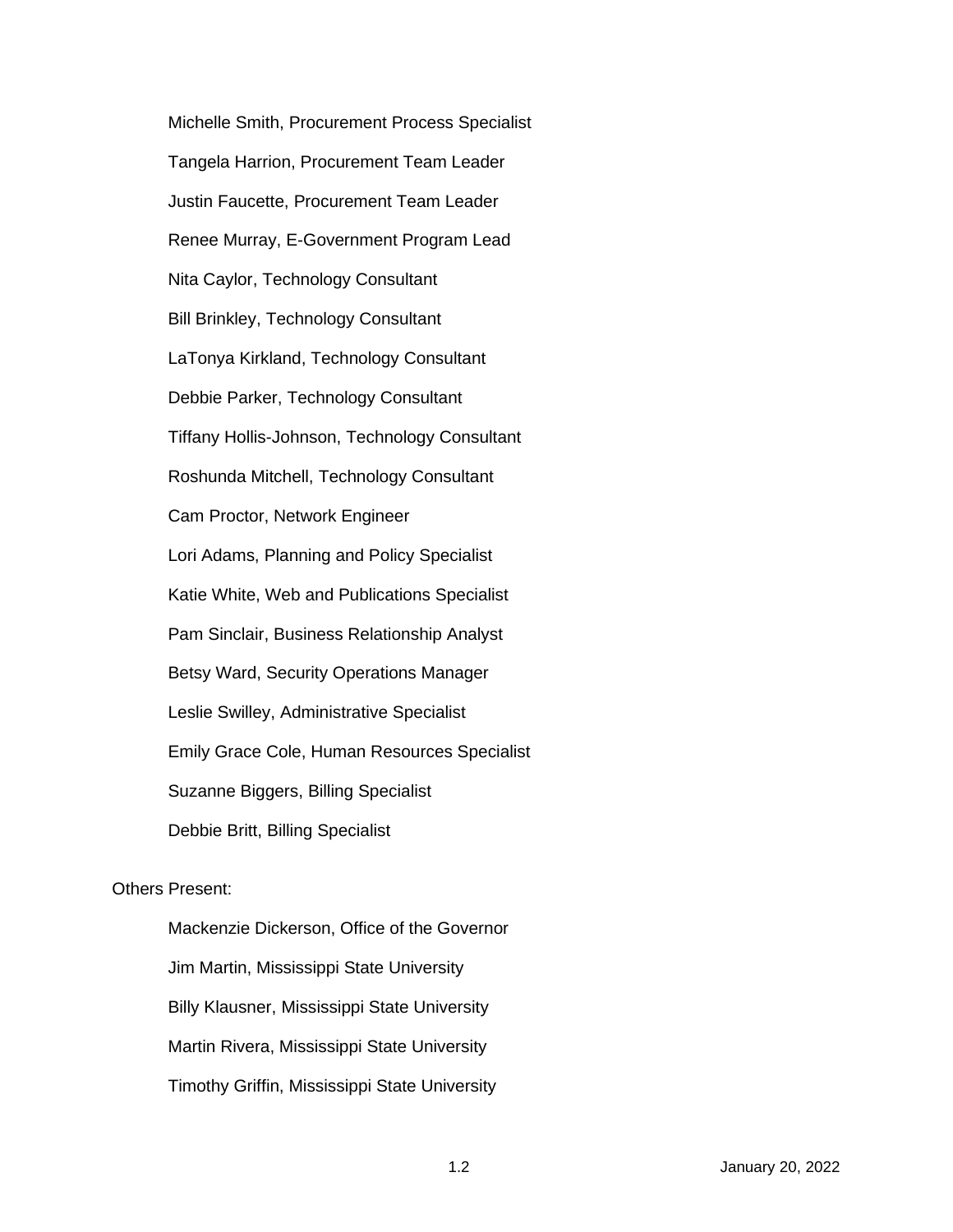Michelle Smith, Procurement Process Specialist

Tangela Harrion, Procurement Team Leader

Justin Faucette, Procurement Team Leader

Renee Murray, E-Government Program Lead

Nita Caylor, Technology Consultant

Bill Brinkley, Technology Consultant

LaTonya Kirkland, Technology Consultant

Debbie Parker, Technology Consultant

Tiffany Hollis-Johnson, Technology Consultant

Roshunda Mitchell, Technology Consultant

Cam Proctor, Network Engineer

Lori Adams, Planning and Policy Specialist

Katie White, Web and Publications Specialist

Pam Sinclair, Business Relationship Analyst

Betsy Ward, Security Operations Manager

Leslie Swilley, Administrative Specialist

Emily Grace Cole, Human Resources Specialist

Suzanne Biggers, Billing Specialist

Debbie Britt, Billing Specialist

Others Present:

Mackenzie Dickerson, Office of the Governor

Jim Martin, Mississippi State University

Billy Klausner, Mississippi State University

Martin Rivera, Mississippi State University

Timothy Griffin, Mississippi State University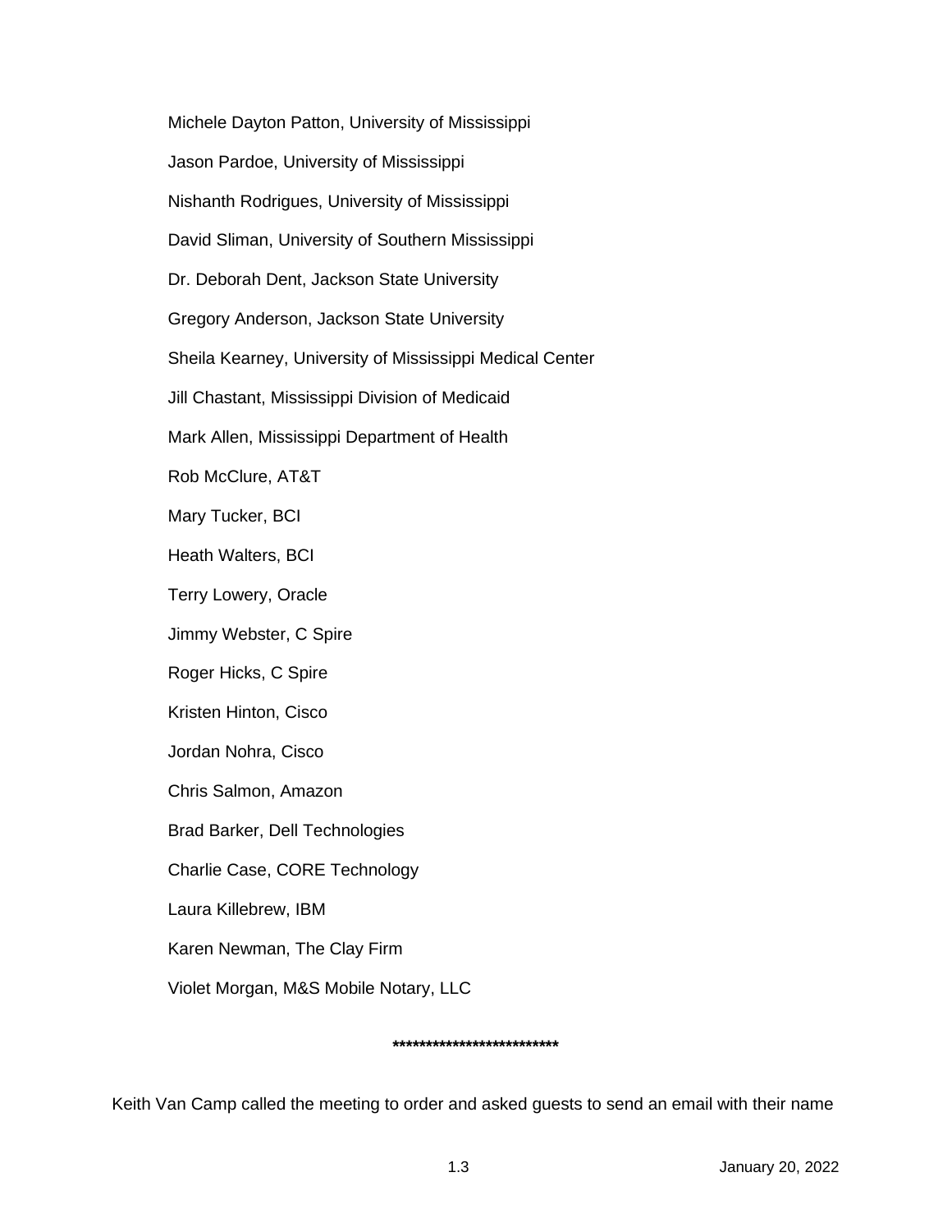Michele Dayton Patton, University of Mississippi

Jason Pardoe, University of Mississippi

Nishanth Rodrigues, University of Mississippi

David Sliman, University of Southern Mississippi

Dr. Deborah Dent, Jackson State University

Gregory Anderson, Jackson State University

Sheila Kearney, University of Mississippi Medical Center

Jill Chastant, Mississippi Division of Medicaid

Mark Allen, Mississippi Department of Health

Rob McClure, AT&T

Mary Tucker, BCI

Heath Walters, BCI

Terry Lowery, Oracle

Jimmy Webster, C Spire

Roger Hicks, C Spire

Kristen Hinton, Cisco

Jordan Nohra, Cisco

Chris Salmon, Amazon

Brad Barker, Dell Technologies

Charlie Case, CORE Technology

Laura Killebrew, IBM

Karen Newman, The Clay Firm

Violet Morgan, M&S Mobile Notary, LLC

**************************

Keith Van Camp called the meeting to order and asked guests to send an email with their name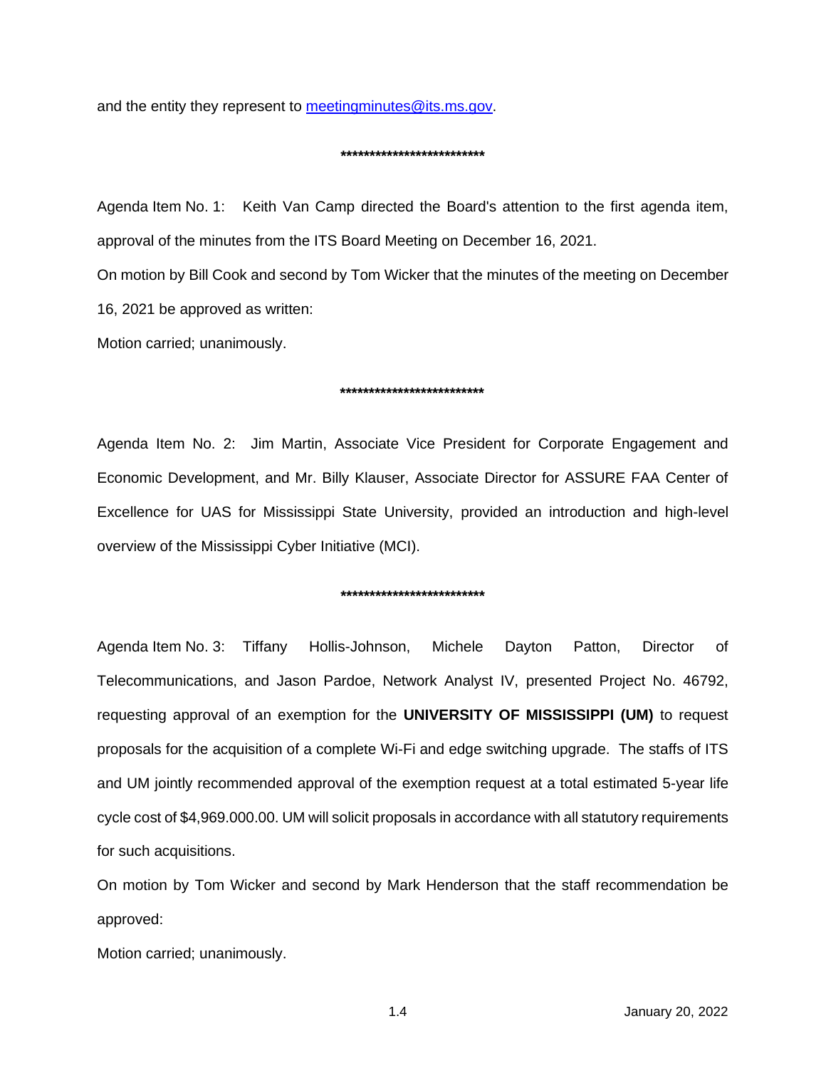and the entity they represent to meetingminutes@its.ms.gov.

**************************

Agenda Item No. 1: Keith Van Camp directed the Board's attention to the first agenda item, approval of the minutes from the ITS Board Meeting on December 16, 2021.

On motion by Bill Cook and second by Tom Wicker that the minutes of the meeting on December 16, 2021 be approved as written:

Motion carried; unanimously.

**************************

Agenda Item No. 2: Jim Martin, Associate Vice President for Corporate Engagement and Economic Development, and Mr. Billy Klauser, Associate Director for ASSURE FAA Center of Excellence for UAS for Mississippi State University, provided an introduction and high-level overview of the Mississippi Cyber Initiative (MCI).

**************************

Agenda Item No. 3: Tiffany Hollis-Johnson, Michele Dayton Patton, Director of Telecommunications, and Jason Pardoe, Network Analyst IV, presented Project No. 46792, requesting approval of an exemption for the **UNIVERSITY OF MISSISSIPPI (UM)** to request proposals for the acquisition of a complete Wi-Fi and edge switching upgrade. The staffs of ITS and UM jointly recommended approval of the exemption request at a total estimated 5-year life cycle cost of $4,969.000.00. UM will solicit proposals in accordance with all statutory requirements for such acquisitions.

On motion by Tom Wicker and second by Mark Henderson that the staff recommendation be approved:

Motion carried; unanimously.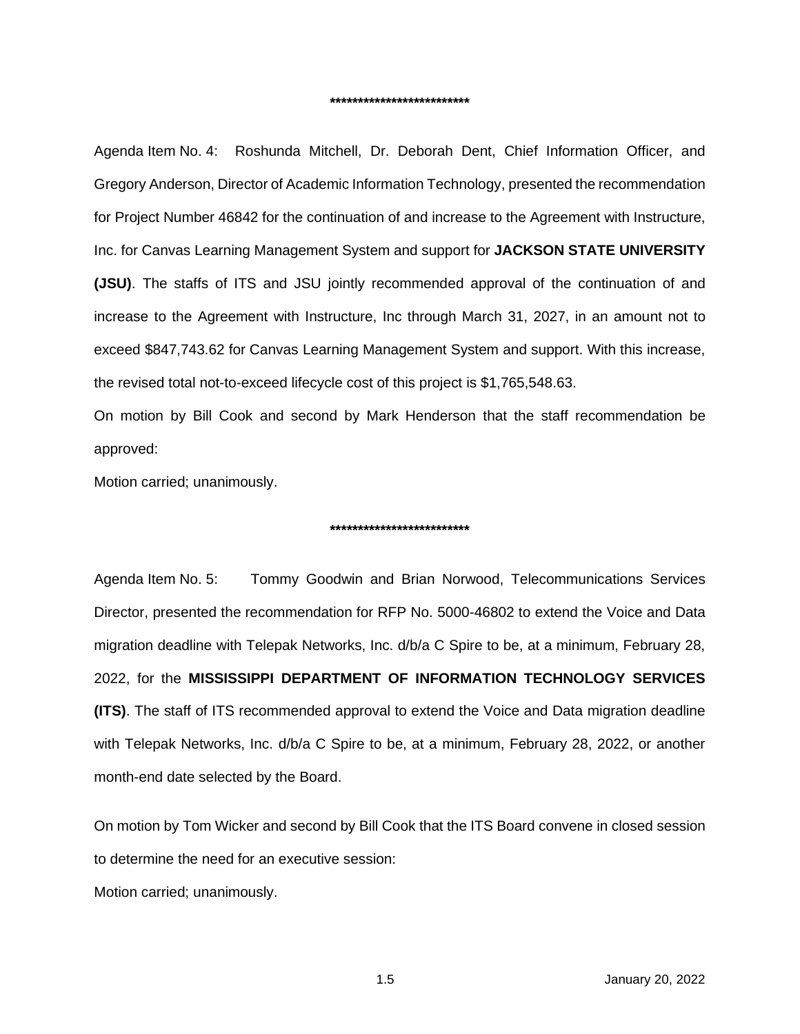*************************

Agenda Item No. 4: Roshunda Mitchell, Dr. Deborah Dent, Chief Information Officer, and Gregory Anderson, Director of Academic Information Technology, presented the recommendation for Project Number 46842 for the continuation of and increase to the Agreement with Instructure, Inc. for Canvas Learning Management System and support for **JACKSON STATE UNIVERSITY (JSU)**. The staffs of ITS and JSU jointly recommended approval of the continuation of and increase to the Agreement with Instructure, Inc through March 31, 2027, in an amount not to exceed $847,743.62 for Canvas Learning Management System and support. With this increase, the revised total not-to-exceed lifecycle cost of this project is $1,765,548.63.

On motion by Bill Cook and second by Mark Henderson that the staff recommendation be approved:

Motion carried; unanimously.

*************************

Agenda Item No. 5: Tommy Goodwin and Brian Norwood, Telecommunications Services Director, presented the recommendation for RFP No. 5000-46802 to extend the Voice and Data migration deadline with Telepak Networks, Inc. d/b/a C Spire to be, at a minimum, February 28, 2022, for the **MISSISSIPPI DEPARTMENT OF INFORMATION TECHNOLOGY SERVICES (ITS)**. The staff of ITS recommended approval to extend the Voice and Data migration deadline with Telepak Networks, Inc. d/b/a C Spire to be, at a minimum, February 28, 2022, or another month-end date selected by the Board.

On motion by Tom Wicker and second by Bill Cook that the ITS Board convene in closed session to determine the need for an executive session:

Motion carried; unanimously.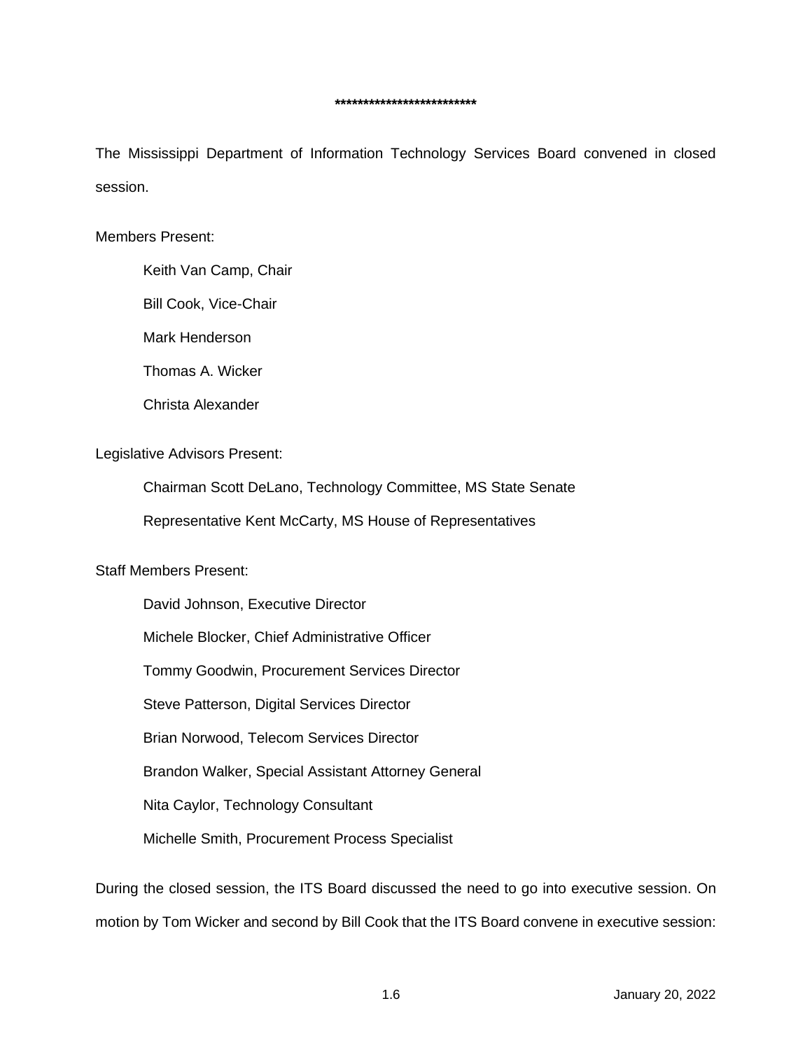*************************

The Mississippi Department of Information Technology Services Board convened in closed session.

Members Present:

Keith Van Camp, Chair

Bill Cook, Vice-Chair

Mark Henderson

Thomas A. Wicker

Christa Alexander

Legislative Advisors Present:

Chairman Scott DeLano, Technology Committee, MS State Senate

Representative Kent McCarty, MS House of Representatives

Staff Members Present:

David Johnson, Executive Director

Michele Blocker, Chief Administrative Officer

Tommy Goodwin, Procurement Services Director

Steve Patterson, Digital Services Director

Brian Norwood, Telecom Services Director

Brandon Walker, Special Assistant Attorney General

Nita Caylor, Technology Consultant

Michelle Smith, Procurement Process Specialist

During the closed session, the ITS Board discussed the need to go into executive session. On motion by Tom Wicker and second by Bill Cook that the ITS Board convene in executive session: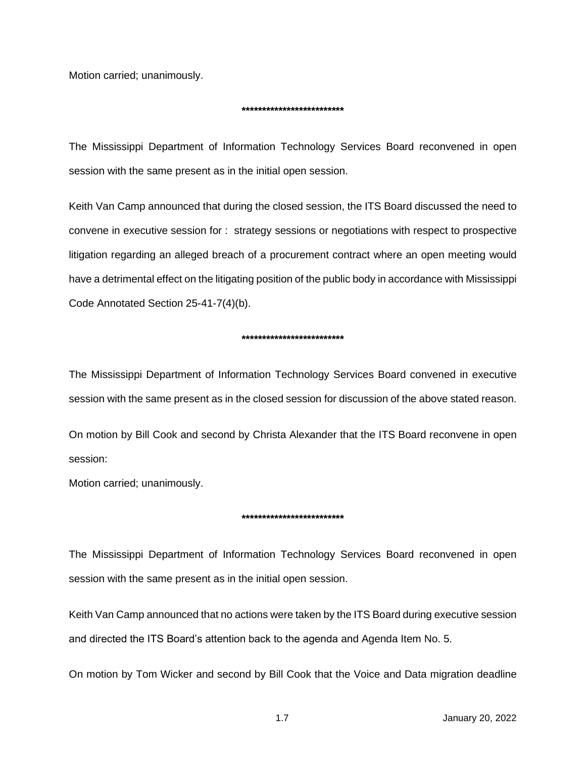Motion carried; unanimously.

*************************

The Mississippi Department of Information Technology Services Board reconvened in open session with the same present as in the initial open session.

Keith Van Camp announced that during the closed session, the ITS Board discussed the need to convene in executive session for : strategy sessions or negotiations with respect to prospective litigation regarding an alleged breach of a procurement contract where an open meeting would have a detrimental effect on the litigating position of the public body in accordance with Mississippi Code Annotated Section 25-41-7(4)(b).

*************************

The Mississippi Department of Information Technology Services Board convened in executive session with the same present as in the closed session for discussion of the above stated reason.

On motion by Bill Cook and second by Christa Alexander that the ITS Board reconvene in open session:

Motion carried; unanimously.

*************************

The Mississippi Department of Information Technology Services Board reconvened in open session with the same present as in the initial open session.

Keith Van Camp announced that no actions were taken by the ITS Board during executive session and directed the ITS Board's attention back to the agenda and Agenda Item No. 5.

On motion by Tom Wicker and second by Bill Cook that the Voice and Data migration deadline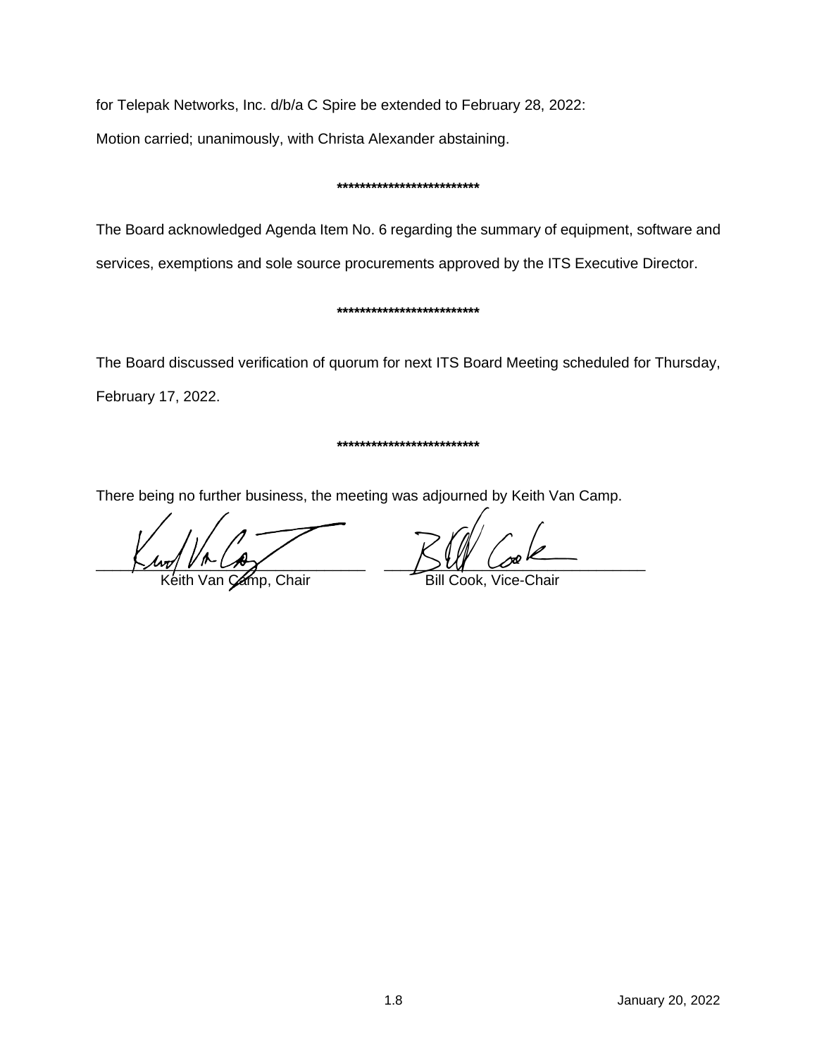for Telepak Networks, Inc. d/b/a C Spire be extended to February 28, 2022:

Motion carried; unanimously, with Christa Alexander abstaining.

*************************

The Board acknowledged Agenda Item No. 6 regarding the summary of equipment, software and services, exemptions and sole source procurements approved by the ITS Executive Director.

*************************

The Board discussed verification of quorum for next ITS Board Meeting scheduled for Thursday, February 17, 2022.

*************************

There being no further business, the meeting was adjourned by Keith Van Camp.

\_\_\_\_\_\_\_\_\_\_\_\_\_\_\_\_\_\_\_\_\_\_\_\_\_\_\_\_ Keith Van Camp, Chair

\_\_\_\_\_\_\_\_\_\_\_\_\_\_\_\_\_\_\_\_\_\_\_\_\_\_\_\_ Bill Cook, Vice-Chair